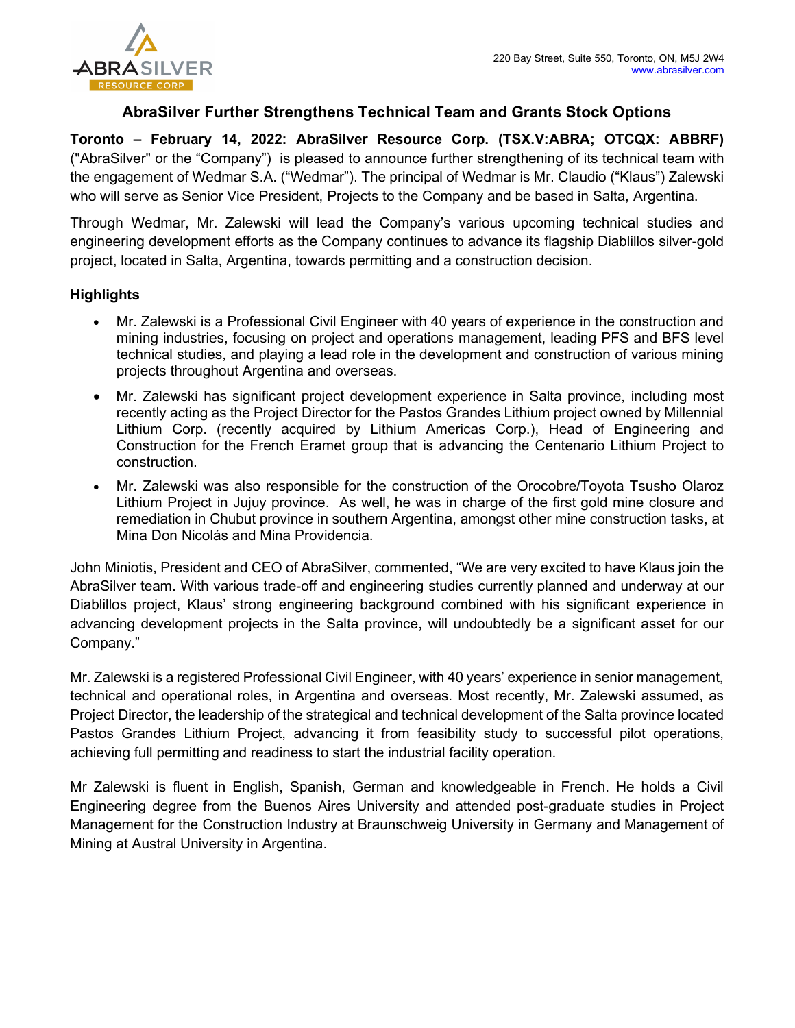220 Bay Street, Suite 550, Toronto, ON, M5J 2W4
www.abrasilver.com

# AbraSilver Further Strengthens Technical Team and Grants Stock Options

**Toronto – February 14, 2022: AbraSilver Resource Corp. (TSX.V:ABRA; OTCQX: ABBRF)** ("AbraSilver" or the "Company") is pleased to announce further strengthening of its technical team with the engagement of Wedmar S.A. ("Wedmar"). The principal of Wedmar is Mr. Claudio ("Klaus") Zalewski who will serve as Senior Vice President, Projects to the Company and be based in Salta, Argentina.

Through Wedmar, Mr. Zalewski will lead the Company's various upcoming technical studies and engineering development efforts as the Company continues to advance its flagship Diablillos silver-gold project, located in Salta, Argentina, towards permitting and a construction decision.

## Highlights

- Mr. Zalewski is a Professional Civil Engineer with 40 years of experience in the construction and mining industries, focusing on project and operations management, leading PFS and BFS level technical studies, and playing a lead role in the development and construction of various mining projects throughout Argentina and overseas.
- Mr. Zalewski has significant project development experience in Salta province, including most recently acting as the Project Director for the Pastos Grandes Lithium project owned by Millennial Lithium Corp. (recently acquired by Lithium Americas Corp.), Head of Engineering and Construction for the French Eramet group that is advancing the Centenario Lithium Project to construction.
- Mr. Zalewski was also responsible for the construction of the Orocobre/Toyota Tsusho Olaroz Lithium Project in Jujuy province. As well, he was in charge of the first gold mine closure and remediation in Chubut province in southern Argentina, amongst other mine construction tasks, at Mina Don Nicolás and Mina Providencia.

John Miniotis, President and CEO of AbraSilver, commented, "We are very excited to have Klaus join the AbraSilver team. With various trade-off and engineering studies currently planned and underway at our Diablillos project, Klaus' strong engineering background combined with his significant experience in advancing development projects in the Salta province, will undoubtedly be a significant asset for our Company."

Mr. Zalewski is a registered Professional Civil Engineer, with 40 years' experience in senior management, technical and operational roles, in Argentina and overseas. Most recently, Mr. Zalewski assumed, as Project Director, the leadership of the strategical and technical development of the Salta province located Pastos Grandes Lithium Project, advancing it from feasibility study to successful pilot operations, achieving full permitting and readiness to start the industrial facility operation.

Mr Zalewski is fluent in English, Spanish, German and knowledgeable in French. He holds a Civil Engineering degree from the Buenos Aires University and attended post-graduate studies in Project Management for the Construction Industry at Braunschweig University in Germany and Management of Mining at Austral University in Argentina.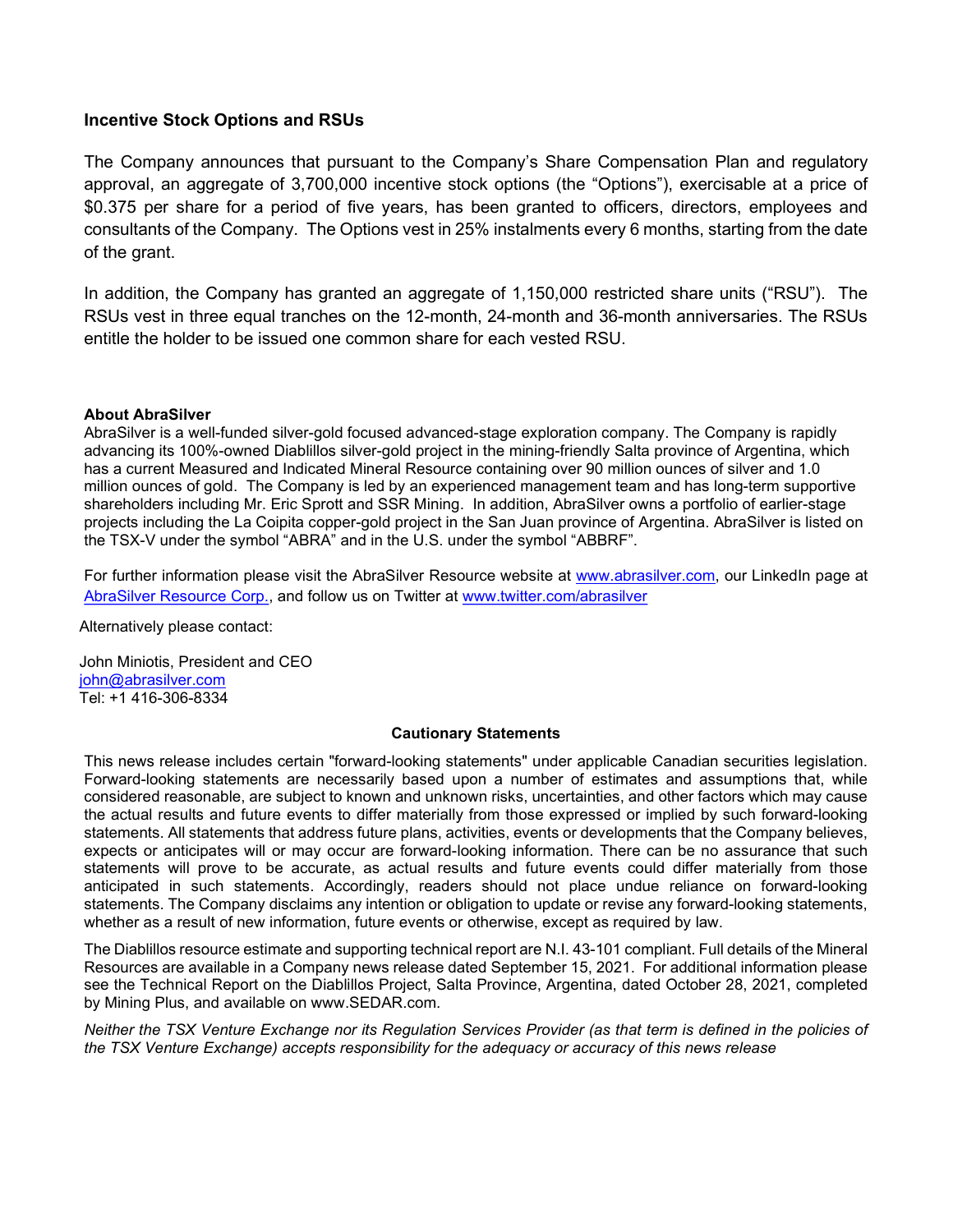### Incentive Stock Options and RSUs

The Company announces that pursuant to the Company's Share Compensation Plan and regulatory approval, an aggregate of 3,700,000 incentive stock options (the "Options"), exercisable at a price of $0.375 per share for a period of five years, has been granted to officers, directors, employees and consultants of the Company. The Options vest in 25% instalments every 6 months, starting from the date of the grant.

In addition, the Company has granted an aggregate of 1,150,000 restricted share units ("RSU"). The RSUs vest in three equal tranches on the 12-month, 24-month and 36-month anniversaries. The RSUs entitle the holder to be issued one common share for each vested RSU.

**About AbraSilver**

AbraSilver is a well-funded silver-gold focused advanced-stage exploration company. The Company is rapidly advancing its 100%-owned Diablillos silver-gold project in the mining-friendly Salta province of Argentina, which has a current Measured and Indicated Mineral Resource containing over 90 million ounces of silver and 1.0 million ounces of gold. The Company is led by an experienced management team and has long-term supportive shareholders including Mr. Eric Sprott and SSR Mining. In addition, AbraSilver owns a portfolio of earlier-stage projects including the La Coipita copper-gold project in the San Juan province of Argentina. AbraSilver is listed on the TSX-V under the symbol "ABRA" and in the U.S. under the symbol "ABBRF".

For further information please visit the AbraSilver Resource website at www.abrasilver.com, our LinkedIn page at AbraSilver Resource Corp., and follow us on Twitter at www.twitter.com/abrasilver

Alternatively please contact:

John Miniotis, President and CEO
john@abrasilver.com
Tel: +1 416-306-8334

**Cautionary Statements**

This news release includes certain "forward-looking statements" under applicable Canadian securities legislation. Forward-looking statements are necessarily based upon a number of estimates and assumptions that, while considered reasonable, are subject to known and unknown risks, uncertainties, and other factors which may cause the actual results and future events to differ materially from those expressed or implied by such forward-looking statements. All statements that address future plans, activities, events or developments that the Company believes, expects or anticipates will or may occur are forward-looking information. There can be no assurance that such statements will prove to be accurate, as actual results and future events could differ materially from those anticipated in such statements. Accordingly, readers should not place undue reliance on forward-looking statements. The Company disclaims any intention or obligation to update or revise any forward-looking statements, whether as a result of new information, future events or otherwise, except as required by law.

The Diablillos resource estimate and supporting technical report are N.I. 43-101 compliant. Full details of the Mineral Resources are available in a Company news release dated September 15, 2021. For additional information please see the Technical Report on the Diablillos Project, Salta Province, Argentina, dated October 28, 2021, completed by Mining Plus, and available on www.SEDAR.com.

*Neither the TSX Venture Exchange nor its Regulation Services Provider (as that term is defined in the policies of the TSX Venture Exchange) accepts responsibility for the adequacy or accuracy of this news release*